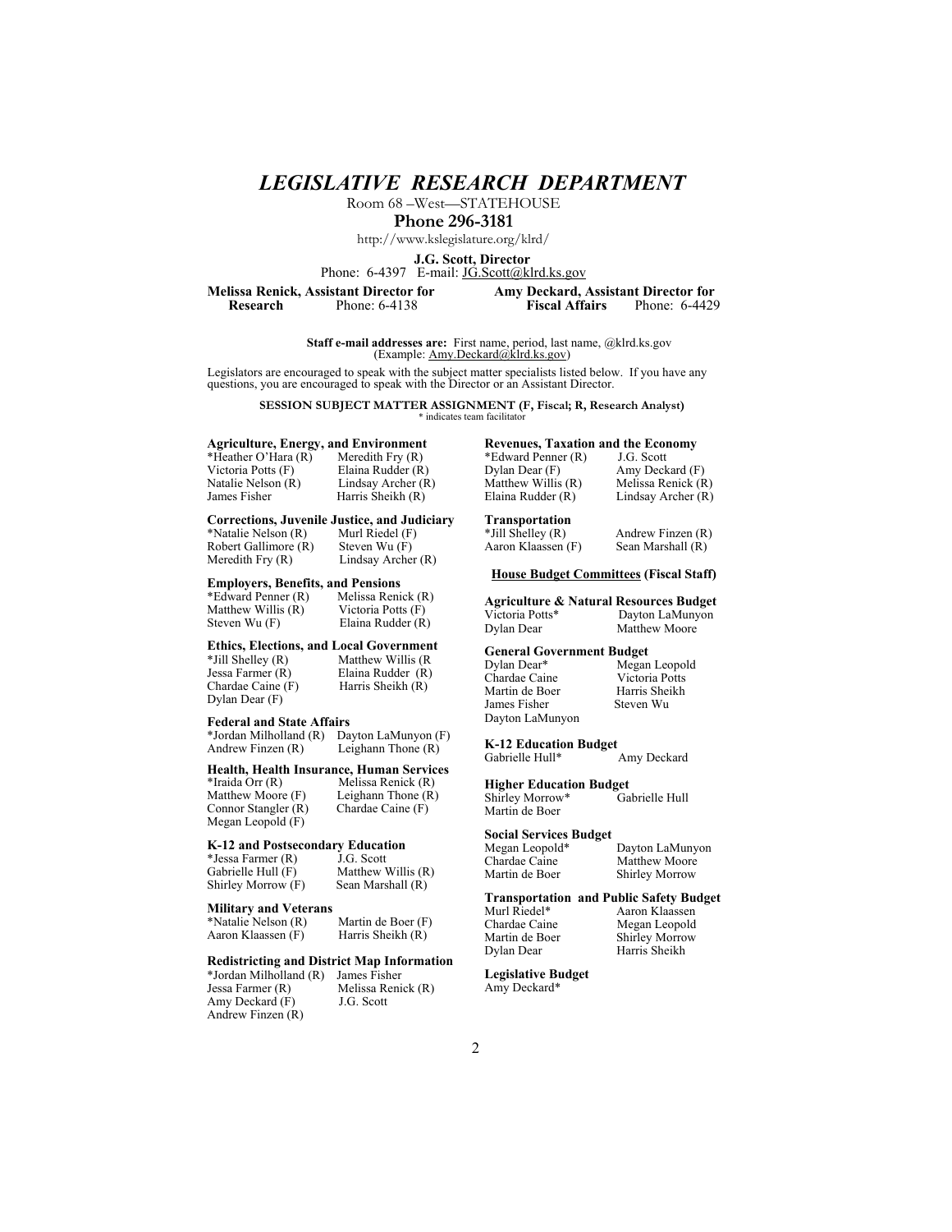# *LEGISLATIVE RESEARCH DEPARTMENT*

Room 68 –West—STATEHOUSE

**Phone 296-3181**

http://www.kslegislature.org/klrd/

**J.G. Scott, Director**
Phone: 6-4397 E-mail: JG.Scott@klrd.ks.gov

**Melissa Renick, Assistant Director for Research** Phone: 6-4138

**Amy Deckard, Assistant Director for Fiscal Affairs** Phone: 6-4429

**Staff e-mail addresses are:** First name, period, last name, @klrd.ks.gov
(Example: Amy.Deckard@klrd.ks.gov)

Legislators are encouraged to speak with the subject matter specialists listed below. If you have any questions, you are encouraged to speak with the Director or an Assistant Director.

**SESSION SUBJECT MATTER ASSIGNMENT (F, Fiscal; R, Research Analyst)**
\* indicates team facilitator

**Agriculture, Energy, and Environment**

| | |
|---|---|
| *Heather O'Hara (R) | Meredith Fry (R) |
| Victoria Potts (F) | Elaina Rudder (R) |
| Natalie Nelson (R) | Lindsay Archer (R) |
| James Fisher | Harris Sheikh (R) |

**Corrections, Juvenile Justice, and Judiciary**

| | |
|---|---|
| *Natalie Nelson (R) | Murl Riedel (F) |
| Robert Gallimore (R) | Steven Wu (F) |
| Meredith Fry (R) | Lindsay Archer (R) |

**Employers, Benefits, and Pensions**

| | |
|---|---|
| *Edward Penner (R) | Melissa Renick (R) |
| Matthew Willis (R) | Victoria Potts (F) |
| Steven Wu (F) | Elaina Rudder (R) |

**Ethics, Elections, and Local Government**

| | |
|---|---|
| *Jill Shelley (R) | Matthew Willis (R |
| Jessa Farmer (R) | Elaina Rudder (R) |
| Chardae Caine (F) | Harris Sheikh (R) |
| Dylan Dear (F) | |

**Federal and State Affairs**

| | |
|---|---|
| *Jordan Milholland (R) | Dayton LaMunyon (F) |
| Andrew Finzen (R) | Leighann Thone (R) |

**Health, Health Insurance, Human Services**

| | |
|---|---|
| *Iraida Orr (R) | Melissa Renick (R) |
| Matthew Moore (F) | Leighann Thone (R) |
| Connor Stangler (R) | Chardae Caine (F) |
| Megan Leopold (F) | |

**K-12 and Postsecondary Education**

| | |
|---|---|
| *Jessa Farmer (R) | J.G. Scott |
| Gabrielle Hull (F) | Matthew Willis (R) |
| Shirley Morrow (F) | Sean Marshall (R) |

**Military and Veterans**

| | |
|---|---|
| *Natalie Nelson (R) | Martin de Boer (F) |
| Aaron Klaassen (F) | Harris Sheikh (R) |

**Redistricting and District Map Information**

| | |
|---|---|
| *Jordan Milholland (R) | James Fisher |
| Jessa Farmer (R) | Melissa Renick (R) |
| Amy Deckard (F) | J.G. Scott |
| Andrew Finzen (R) | |

**Revenues, Taxation and the Economy**

| | |
|---|---|
| *Edward Penner (R) | J.G. Scott |
| Dylan Dear (F) | Amy Deckard (F) |
| Matthew Willis (R) | Melissa Renick (R) |
| Elaina Rudder (R) | Lindsay Archer (R) |

**Transportation**

| | |
|---|---|
| *Jill Shelley (R) | Andrew Finzen (R) |
| Aaron Klaassen (F) | Sean Marshall (R) |

**House Budget Committees (Fiscal Staff)**

**Agriculture & Natural Resources Budget**

| | |
|---|---|
| Victoria Potts* | Dayton LaMunyon |
| Dylan Dear | Matthew Moore |

**General Government Budget**

| | |
|---|---|
| Dylan Dear* | Megan Leopold |
| Chardae Caine | Victoria Potts |
| Martin de Boer | Harris Sheikh |
| James Fisher | Steven Wu |
| Dayton LaMunyon | |

**K-12 Education Budget**

| | |
|---|---|
| Gabrielle Hull* | Amy Deckard |

**Higher Education Budget**

| | |
|---|---|
| Shirley Morrow* | Gabrielle Hull |
| Martin de Boer | |

**Social Services Budget**

| | |
|---|---|
| Megan Leopold* | Dayton LaMunyon |
| Chardae Caine | Matthew Moore |
| Martin de Boer | Shirley Morrow |

**Transportation and Public Safety Budget**

| | |
|---|---|
| Murl Riedel* | Aaron Klaassen |
| Chardae Caine | Megan Leopold |
| Martin de Boer | Shirley Morrow |
| Dylan Dear | Harris Sheikh |

**Legislative Budget**

Amy Deckard*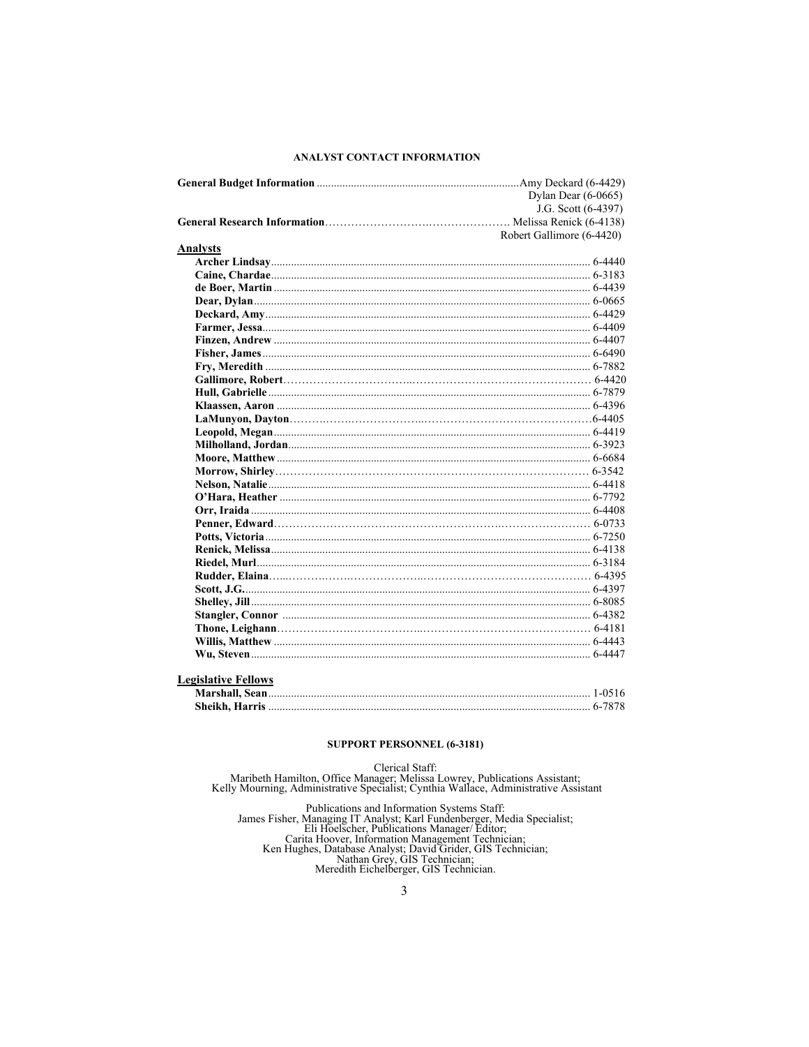# ANALYST CONTACT INFORMATION

**General Budget Information** ........ Amy Deckard (6-4429)
Dylan Dear (6-0665)
J.G. Scott (6-4397)

**General Research Information** ........ Melissa Renick (6-4138)
Robert Gallimore (6-4420)

## Analysts

| | |
|---|---|
| **Archer Lindsay** | 6-4440 |
| **Caine, Chardae** | 6-3183 |
| **de Boer, Martin** | 6-4439 |
| **Dear, Dylan** | 6-0665 |
| **Deckard, Amy** | 6-4429 |
| **Farmer, Jessa** | 6-4409 |
| **Finzen, Andrew** | 6-4407 |
| **Fisher, James** | 6-6490 |
| **Fry, Meredith** | 6-7882 |
| **Gallimore, Robert** | 6-4420 |
| **Hull, Gabrielle** | 6-7879 |
| **Klaassen, Aaron** | 6-4396 |
| **LaMunyon, Dayton** | 6-4405 |
| **Leopold, Megan** | 6-4419 |
| **Milholland, Jordan** | 6-3923 |
| **Moore, Matthew** | 6-6684 |
| **Morrow, Shirley** | 6-3542 |
| **Nelson, Natalie** | 6-4418 |
| **O'Hara, Heather** | 6-7792 |
| **Orr, Iraida** | 6-4408 |
| **Penner, Edward** | 6-0733 |
| **Potts, Victoria** | 6-7250 |
| **Renick, Melissa** | 6-4138 |
| **Riedel, Murl** | 6-3184 |
| **Rudder, Elaina** | 6-4395 |
| **Scott, J.G.** | 6-4397 |
| **Shelley, Jill** | 6-8085 |
| **Stangler, Connor** | 6-4382 |
| **Thone, Leighann** | 6-4181 |
| **Willis, Matthew** | 6-4443 |
| **Wu, Steven** | 6-4447 |

## Legislative Fellows

| | |
|---|---|
| **Marshall, Sean** | 1-0516 |
| **Sheikh, Harris** | 6-7878 |

## SUPPORT PERSONNEL (6-3181)

Clerical Staff:
Maribeth Hamilton, Office Manager; Melissa Lowrey, Publications Assistant;
Kelly Mourning, Administrative Specialist; Cynthia Wallace, Administrative Assistant

Publications and Information Systems Staff:
James Fisher, Managing IT Analyst; Karl Fundenberger, Media Specialist;
Eli Hoelscher, Publications Manager/ Editor;
Carita Hoover, Information Management Technician;
Ken Hughes, Database Analyst; David Grider, GIS Technician;
Nathan Grey, GIS Technician;
Meredith Eichelberger, GIS Technician.